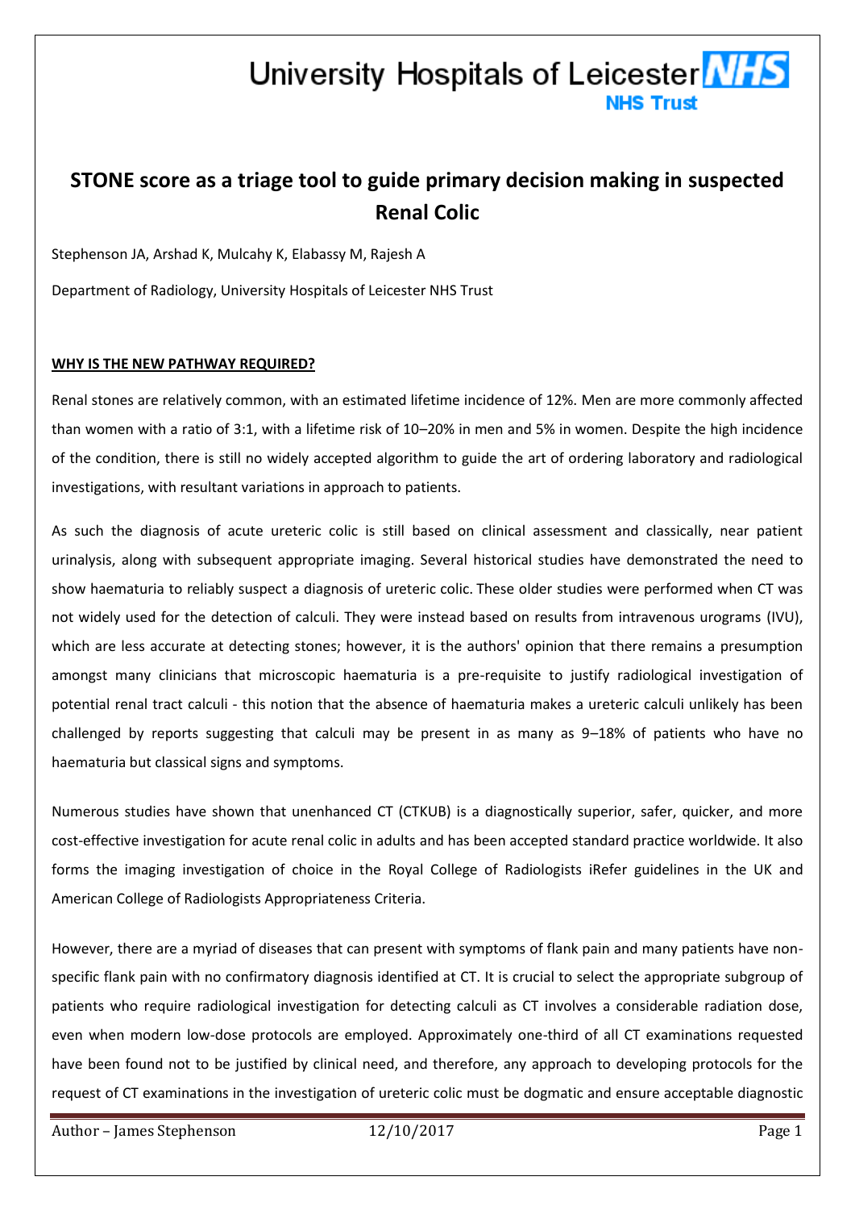# STONE score as a triage tool to guide primary decision making in suspected Renal Colic

Stephenson JA, Arshad K, Mulcahy K, Elabassy M, Rajesh A

Department of Radiology, University Hospitals of Leicester NHS Trust

## WHY IS THE NEW PATHWAY REQUIRED?

Renal stones are relatively common, with an estimated lifetime incidence of 12%. Men are more commonly affected than women with a ratio of 3:1, with a lifetime risk of 10–20% in men and 5% in women. Despite the high incidence of the condition, there is still no widely accepted algorithm to guide the art of ordering laboratory and radiological investigations, with resultant variations in approach to patients.

As such the diagnosis of acute ureteric colic is still based on clinical assessment and classically, near patient urinalysis, along with subsequent appropriate imaging. Several historical studies have demonstrated the need to show haematuria to reliably suspect a diagnosis of ureteric colic. These older studies were performed when CT was not widely used for the detection of calculi. They were instead based on results from intravenous urograms (IVU), which are less accurate at detecting stones; however, it is the authors' opinion that there remains a presumption amongst many clinicians that microscopic haematuria is a pre-requisite to justify radiological investigation of potential renal tract calculi - this notion that the absence of haematuria makes a ureteric calculi unlikely has been challenged by reports suggesting that calculi may be present in as many as 9–18% of patients who have no haematuria but classical signs and symptoms.

Numerous studies have shown that unenhanced CT (CTKUB) is a diagnostically superior, safer, quicker, and more cost-effective investigation for acute renal colic in adults and has been accepted standard practice worldwide. It also forms the imaging investigation of choice in the Royal College of Radiologists iRefer guidelines in the UK and American College of Radiologists Appropriateness Criteria.

However, there are a myriad of diseases that can present with symptoms of flank pain and many patients have non-specific flank pain with no confirmatory diagnosis identified at CT. It is crucial to select the appropriate subgroup of patients who require radiological investigation for detecting calculi as CT involves a considerable radiation dose, even when modern low-dose protocols are employed. Approximately one-third of all CT examinations requested have been found not to be justified by clinical need, and therefore, any approach to developing protocols for the request of CT examinations in the investigation of ureteric colic must be dogmatic and ensure acceptable diagnostic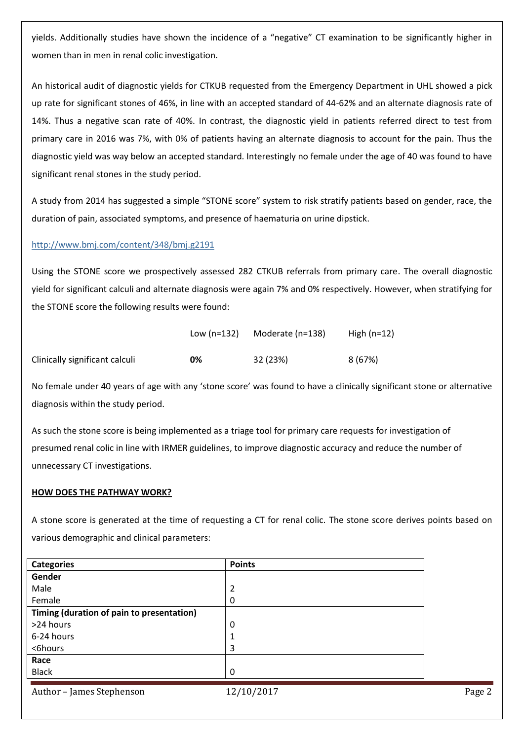yields. Additionally studies have shown the incidence of a "negative" CT examination to be significantly higher in women than in men in renal colic investigation.

An historical audit of diagnostic yields for CTKUB requested from the Emergency Department in UHL showed a pick up rate for significant stones of 46%, in line with an accepted standard of 44-62% and an alternate diagnosis rate of 14%. Thus a negative scan rate of 40%. In contrast, the diagnostic yield in patients referred direct to test from primary care in 2016 was 7%, with 0% of patients having an alternate diagnosis to account for the pain. Thus the diagnostic yield was way below an accepted standard. Interestingly no female under the age of 40 was found to have significant renal stones in the study period.

A study from 2014 has suggested a simple "STONE score" system to risk stratify patients based on gender, race, the duration of pain, associated symptoms, and presence of haematuria on urine dipstick.

http://www.bmj.com/content/348/bmj.g2191

Using the STONE score we prospectively assessed 282 CTKUB referrals from primary care. The overall diagnostic yield for significant calculi and alternate diagnosis were again 7% and 0% respectively. However, when stratifying for the STONE score the following results were found:

| | Low (n=132) | Moderate (n=138) | High (n=12) |
|---|---|---|---|
| Clinically significant calculi | **0%** | 32 (23%) | 8 (67%) |

No female under 40 years of age with any 'stone score' was found to have a clinically significant stone or alternative diagnosis within the study period.

As such the stone score is being implemented as a triage tool for primary care requests for investigation of presumed renal colic in line with IRMER guidelines, to improve diagnostic accuracy and reduce the number of unnecessary CT investigations.

**HOW DOES THE PATHWAY WORK?**

A stone score is generated at the time of requesting a CT for renal colic. The stone score derives points based on various demographic and clinical parameters:

| Categories | Points |
|---|---|
| **Gender** | |
| Male | 2 |
| Female | 0 |
| **Timing (duration of pain to presentation)** | |
| >24 hours | 0 |
| 6-24 hours | 1 |
| <6hours | 3 |
| **Race** | |
| Black | 0 |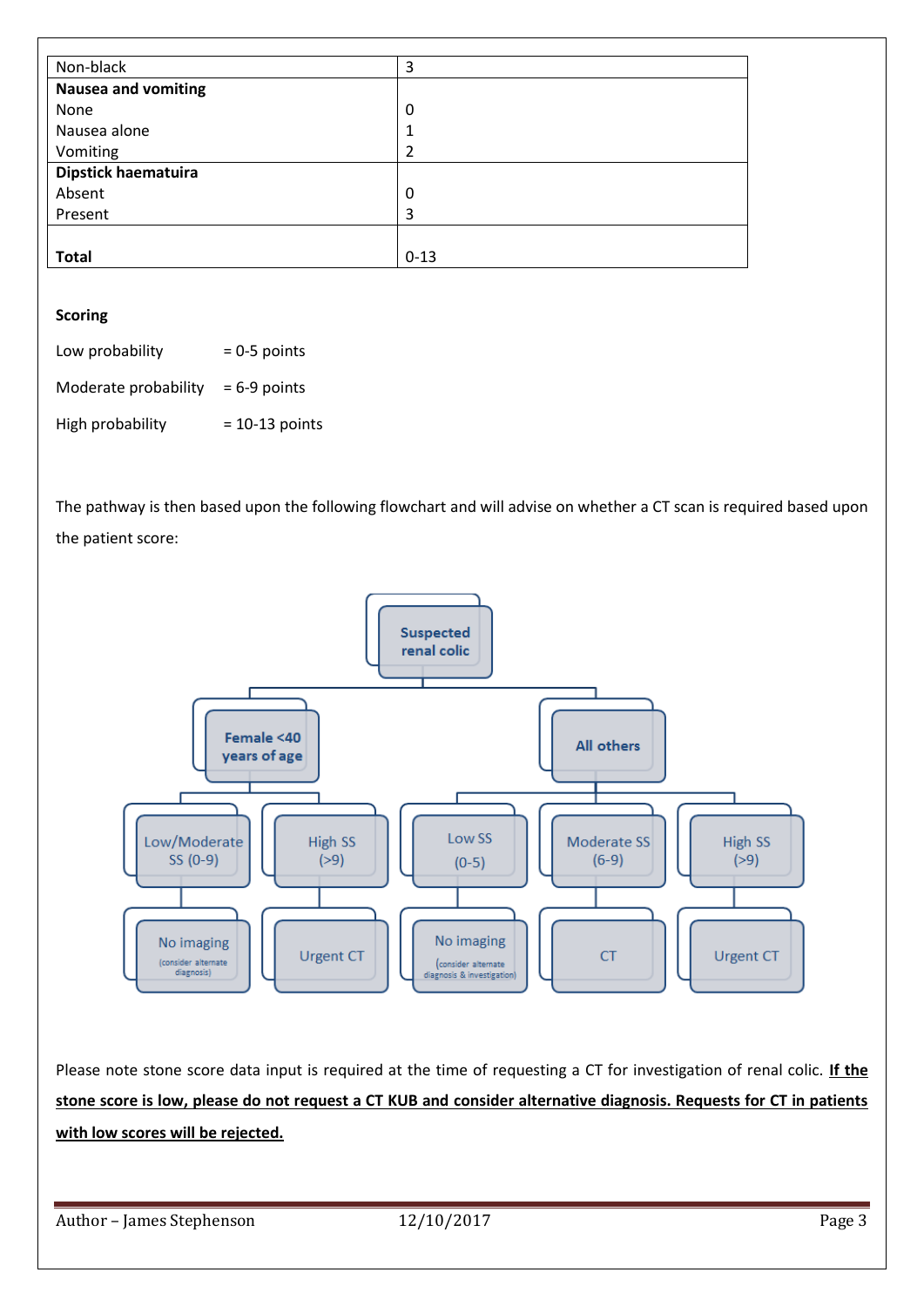| | |
|---|---|
| Non-black | 3 |
| **Nausea and vomiting** | |
| None | 0 |
| Nausea alone | 1 |
| Vomiting | 2 |
| **Dipstick haematuira** | |
| Absent | 0 |
| Present | 3 |
| **Total** | 0-13 |

**Scoring**

Low probability = 0-5 points

Moderate probability = 6-9 points

High probability = 10-13 points

The pathway is then based upon the following flowchart and will advise on whether a CT scan is required based upon the patient score:

Suspected renal colic

Female <40 years of age

All others

Low/Moderate SS (0-9)

High SS (>9)

Low SS (0-5)

Moderate SS (6-9)

High SS (>9)

No imaging (consider alternate diagnosis)

Urgent CT

No imaging (consider alternate diagnosis & investigation)

CT

Urgent CT

Please note stone score data input is required at the time of requesting a CT for investigation of renal colic. **<u>If the stone score is low, please do not request a CT KUB and consider alternative diagnosis. Requests for CT in patients with low scores will be rejected.</u>**